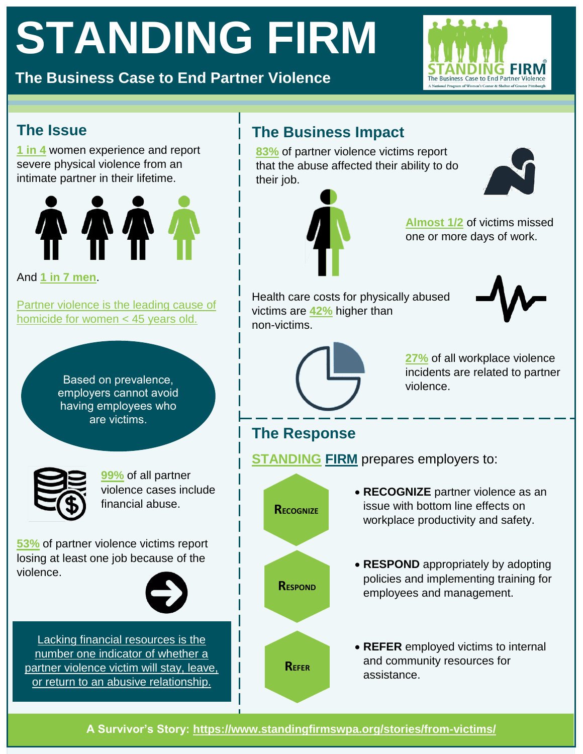# STANDING FIRM

**The Business Case to End Partner Violence**

## The Issue

**1 in 4** women experience and report severe physical violence from an intimate partner in their lifetime.

And **1 in 7 men**.

Partner violence is the leading cause of homicide for women < 45 years old.

Based on prevalence, employers cannot avoid having employees who are victims.

**99%** of all partner violence cases include financial abuse.

**53%** of partner violence victims report losing at least one job because of the violence.

Lacking financial resources is the number one indicator of whether a partner violence victim will stay, leave, or return to an abusive relationship.

## The Business Impact

**83%** of partner violence victims report that the abuse affected their ability to do their job.

**Almost 1/2** of victims missed one or more days of work.

Health care costs for physically abused victims are **42%** higher than non-victims.

**27%** of all workplace violence incidents are related to partner violence.

## The Response

**STANDING FIRM** prepares employers to:

- **RECOGNIZE** partner violence as an issue with bottom line effects on workplace productivity and safety.
- **RESPOND** appropriately by adopting policies and implementing training for employees and management.
- **REFER** employed victims to internal and community resources for assistance.

**A Survivor's Story: https://www.standingfirmswpa.org/stories/from-victims/**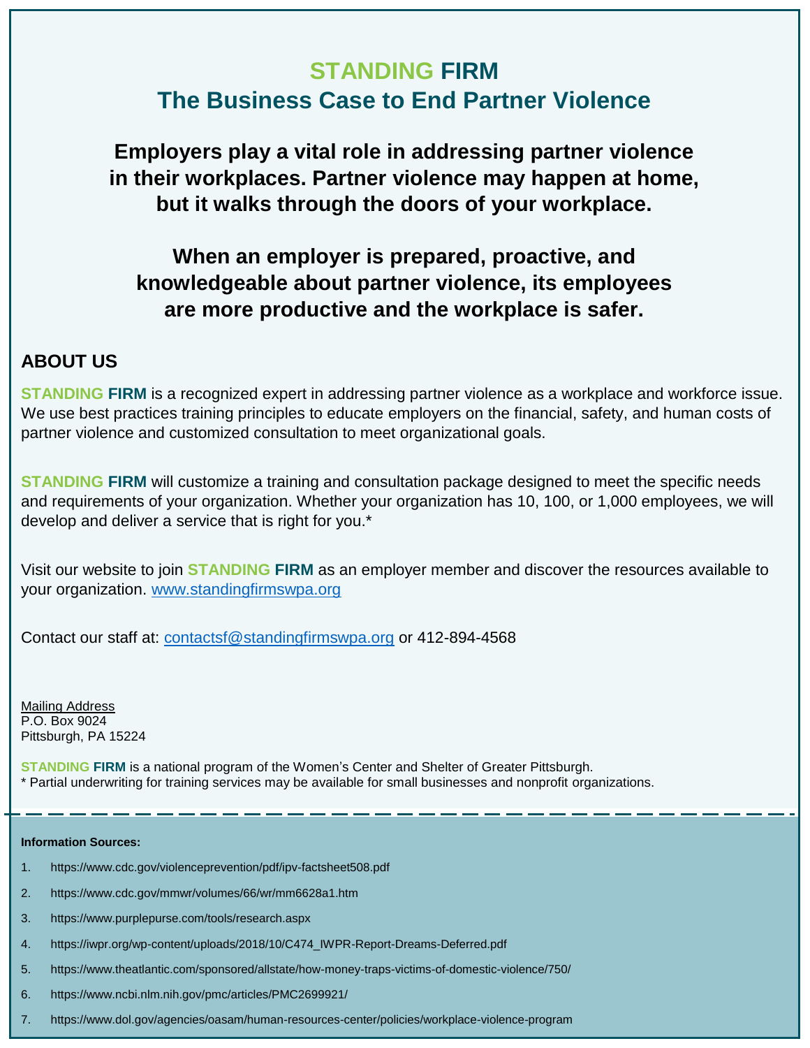# STANDING FIRM

## The Business Case to End Partner Violence

**Employers play a vital role in addressing partner violence in their workplaces. Partner violence may happen at home, but it walks through the doors of your workplace.**

**When an employer is prepared, proactive, and knowledgeable about partner violence, its employees are more productive and the workplace is safer.**

### ABOUT US

**STANDING FIRM** is a recognized expert in addressing partner violence as a workplace and workforce issue. We use best practices training principles to educate employers on the financial, safety, and human costs of partner violence and customized consultation to meet organizational goals.

**STANDING FIRM** will customize a training and consultation package designed to meet the specific needs and requirements of your organization. Whether your organization has 10, 100, or 1,000 employees, we will develop and deliver a service that is right for you.*

Visit our website to join **STANDING FIRM** as an employer member and discover the resources available to your organization. www.standingfirmswpa.org

Contact our staff at: contactsf@standingfirmswpa.org or 412-894-4568

Mailing Address
P.O. Box 9024
Pittsburgh, PA 15224

**STANDING FIRM** is a national program of the Women's Center and Shelter of Greater Pittsburgh.
* Partial underwriting for training services may be available for small businesses and nonprofit organizations.

**Information Sources:**

1. https://www.cdc.gov/violenceprevention/pdf/ipv-factsheet508.pdf
2. https://www.cdc.gov/mmwr/volumes/66/wr/mm6628a1.htm
3. https://www.purplepurse.com/tools/research.aspx
4. https://iwpr.org/wp-content/uploads/2018/10/C474_IWPR-Report-Dreams-Deferred.pdf
5. https://www.theatlantic.com/sponsored/allstate/how-money-traps-victims-of-domestic-violence/750/
6. https://www.ncbi.nlm.nih.gov/pmc/articles/PMC2699921/
7. https://www.dol.gov/agencies/oasam/human-resources-center/policies/workplace-violence-program